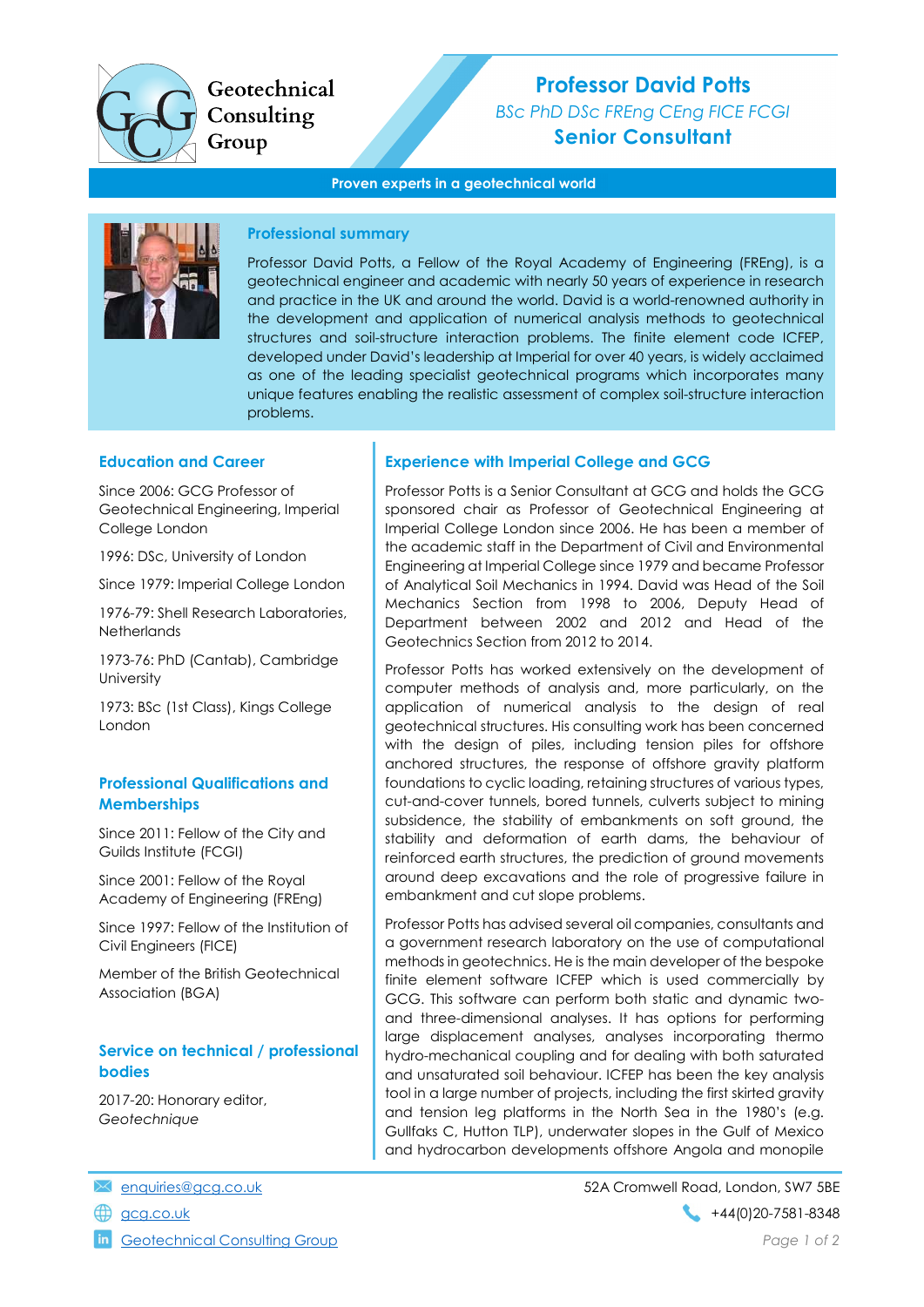Geotechnical Consulting Group

# Professor David Potts

*BSc PhD DSc FREng CEng FICE FCGI*

**Senior Consultant**

**Proven experts in a geotechnical world**

## Professional summary

Professor David Potts, a Fellow of the Royal Academy of Engineering (FREng), is a geotechnical engineer and academic with nearly 50 years of experience in research and practice in the UK and around the world. David is a world-renowned authority in the development and application of numerical analysis methods to geotechnical structures and soil-structure interaction problems. The finite element code ICFEP, developed under David's leadership at Imperial for over 40 years, is widely acclaimed as one of the leading specialist geotechnical programs which incorporates many unique features enabling the realistic assessment of complex soil-structure interaction problems.

## Education and Career

Since 2006: GCG Professor of Geotechnical Engineering, Imperial College London

1996: DSc, University of London

Since 1979: Imperial College London

1976-79: Shell Research Laboratories, Netherlands

1973-76: PhD (Cantab), Cambridge University

1973: BSc (1st Class), Kings College London

## Professional Qualifications and Memberships

Since 2011: Fellow of the City and Guilds Institute (FCGI)

Since 2001: Fellow of the Royal Academy of Engineering (FREng)

Since 1997: Fellow of the Institution of Civil Engineers (FICE)

Member of the British Geotechnical Association (BGA)

## Service on technical / professional bodies

2017-20: Honorary editor, *Geotechnique*

## Experience with Imperial College and GCG

Professor Potts is a Senior Consultant at GCG and holds the GCG sponsored chair as Professor of Geotechnical Engineering at Imperial College London since 2006. He has been a member of the academic staff in the Department of Civil and Environmental Engineering at Imperial College since 1979 and became Professor of Analytical Soil Mechanics in 1994. David was Head of the Soil Mechanics Section from 1998 to 2006, Deputy Head of Department between 2002 and 2012 and Head of the Geotechnics Section from 2012 to 2014.

Professor Potts has worked extensively on the development of computer methods of analysis and, more particularly, on the application of numerical analysis to the design of real geotechnical structures. His consulting work has been concerned with the design of piles, including tension piles for offshore anchored structures, the response of offshore gravity platform foundations to cyclic loading, retaining structures of various types, cut-and-cover tunnels, bored tunnels, culverts subject to mining subsidence, the stability of embankments on soft ground, the stability and deformation of earth dams, the behaviour of reinforced earth structures, the prediction of ground movements around deep excavations and the role of progressive failure in embankment and cut slope problems.

Professor Potts has advised several oil companies, consultants and a government research laboratory on the use of computational methods in geotechnics. He is the main developer of the bespoke finite element software ICFEP which is used commercially by GCG. This software can perform both static and dynamic two- and three-dimensional analyses. It has options for performing large displacement analyses, analyses incorporating thermo hydro-mechanical coupling and for dealing with both saturated and unsaturated soil behaviour. ICFEP has been the key analysis tool in a large number of projects, including the first skirted gravity and tension leg platforms in the North Sea in the 1980's (e.g. Gullfaks C, Hutton TLP), underwater slopes in the Gulf of Mexico and hydrocarbon developments offshore Angola and monopile

[enquiries@gcg.co.uk](mailto:enquiries@gcg.co.uk)

[gcg.co.uk](https://gcg.co.uk)

[Geotechnical Consulting Group]()

52A Cromwell Road, London, SW7 5BE

+44(0)20-7581-8348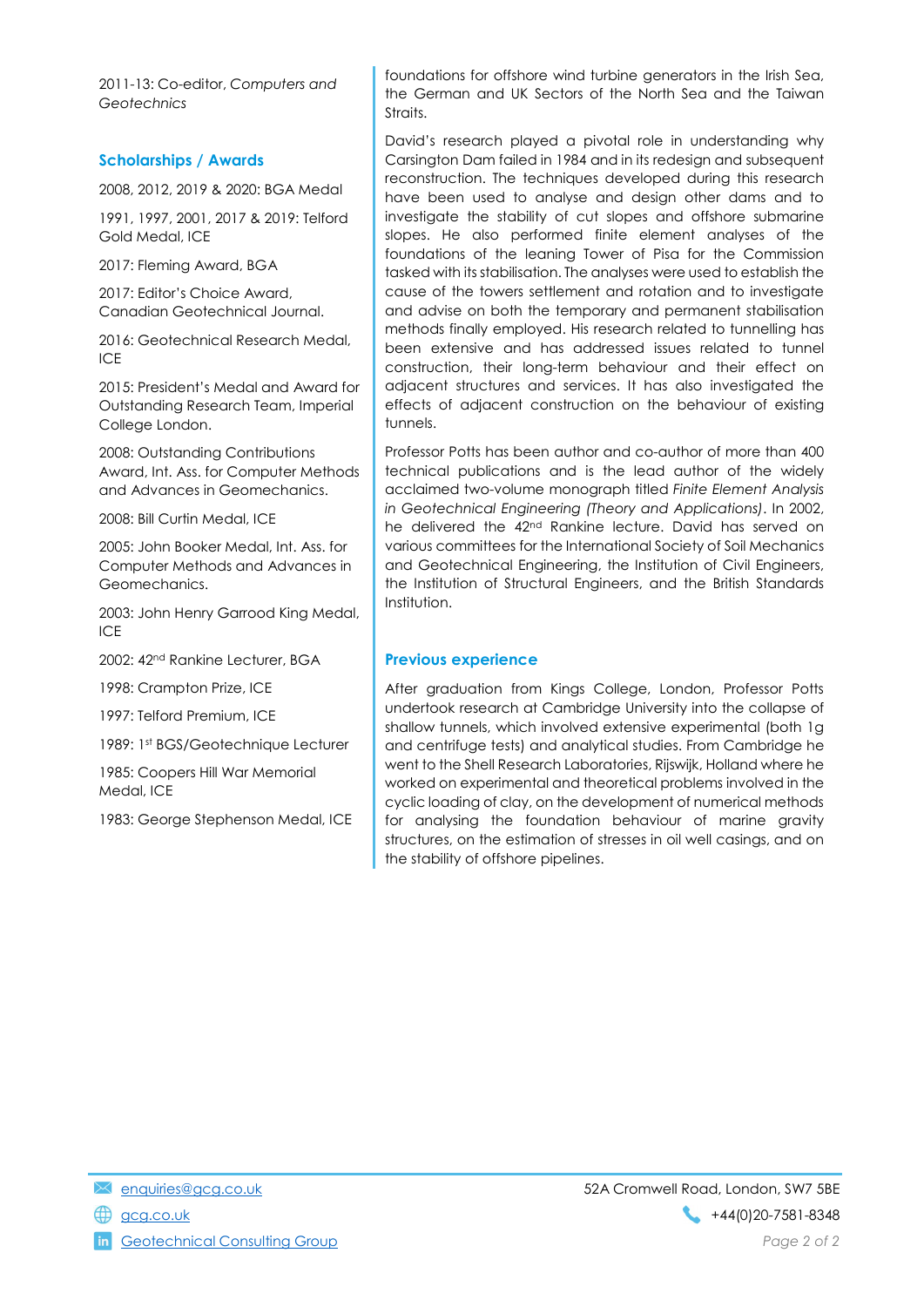2011-13: Co-editor, *Computers and Geotechnics*

## Scholarships / Awards

2008, 2012, 2019 & 2020: BGA Medal

1991, 1997, 2001, 2017 & 2019: Telford Gold Medal, ICE

2017: Fleming Award, BGA

2017: Editor's Choice Award, Canadian Geotechnical Journal.

2016: Geotechnical Research Medal, ICE

2015: President's Medal and Award for Outstanding Research Team, Imperial College London.

2008: Outstanding Contributions Award, Int. Ass. for Computer Methods and Advances in Geomechanics.

2008: Bill Curtin Medal, ICE

2005: John Booker Medal, Int. Ass. for Computer Methods and Advances in Geomechanics.

2003: John Henry Garrood King Medal, ICE

2002: 42nd Rankine Lecturer, BGA

1998: Crampton Prize, ICE

1997: Telford Premium, ICE

1989: 1st BGS/Geotechnique Lecturer

1985: Coopers Hill War Memorial Medal, ICE

1983: George Stephenson Medal, ICE

foundations for offshore wind turbine generators in the Irish Sea, the German and UK Sectors of the North Sea and the Taiwan Straits.

David's research played a pivotal role in understanding why Carsington Dam failed in 1984 and in its redesign and subsequent reconstruction. The techniques developed during this research have been used to analyse and design other dams and to investigate the stability of cut slopes and offshore submarine slopes. He also performed finite element analyses of the foundations of the leaning Tower of Pisa for the Commission tasked with its stabilisation. The analyses were used to establish the cause of the towers settlement and rotation and to investigate and advise on both the temporary and permanent stabilisation methods finally employed. His research related to tunnelling has been extensive and has addressed issues related to tunnel construction, their long-term behaviour and their effect on adjacent structures and services. It has also investigated the effects of adjacent construction on the behaviour of existing tunnels.

Professor Potts has been author and co-author of more than 400 technical publications and is the lead author of the widely acclaimed two-volume monograph titled *Finite Element Analysis in Geotechnical Engineering (Theory and Applications)*. In 2002, he delivered the 42nd Rankine lecture. David has served on various committees for the International Society of Soil Mechanics and Geotechnical Engineering, the Institution of Civil Engineers, the Institution of Structural Engineers, and the British Standards Institution.

## Previous experience

After graduation from Kings College, London, Professor Potts undertook research at Cambridge University into the collapse of shallow tunnels, which involved extensive experimental (both 1g and centrifuge tests) and analytical studies. From Cambridge he went to the Shell Research Laboratories, Rijswijk, Holland where he worked on experimental and theoretical problems involved in the cyclic loading of clay, on the development of numerical methods for analysing the foundation behaviour of marine gravity structures, on the estimation of stresses in oil well casings, and on the stability of offshore pipelines.

enquiries@gcg.co.uk

gcg.co.uk

Geotechnical Consulting Group

52A Cromwell Road, London, SW7 5BE

+44(0)20-7581-8348